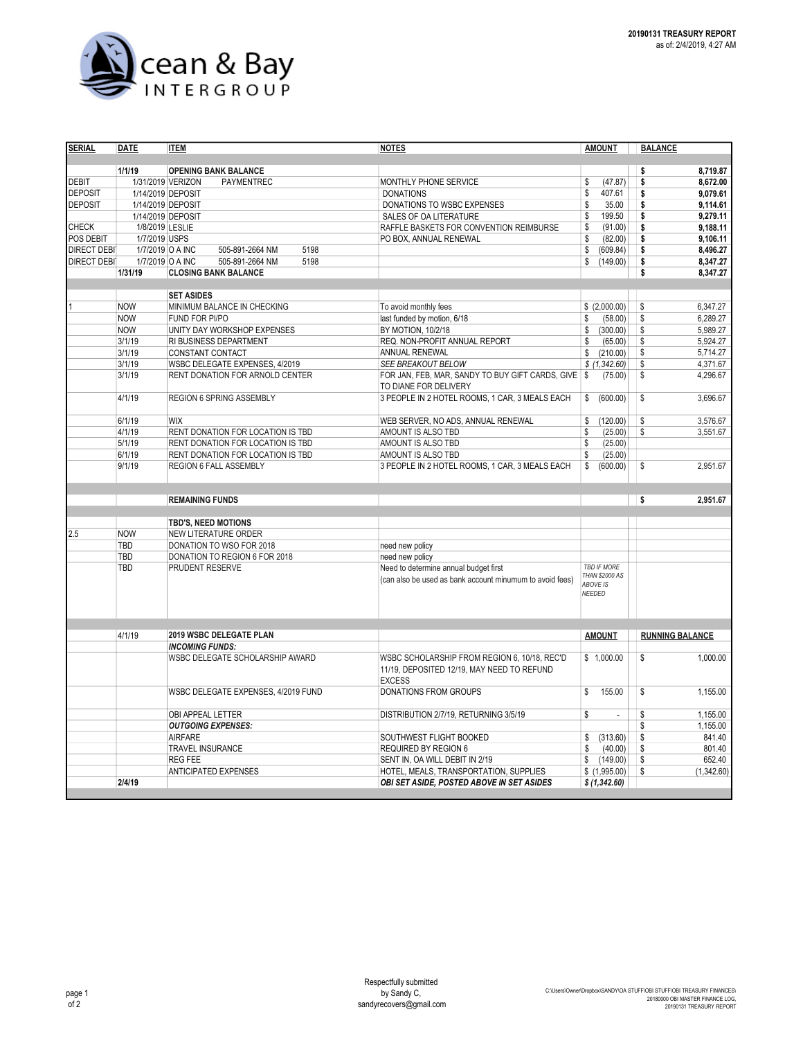**20190131 TREASURY REPORT**
as of: 2/4/2019, 4:27 AM

Ocean & Bay INTERGROUP

| SERIAL | DATE | ITEM | NOTES | AMOUNT | BALANCE |
|---|---|---|---|---|---|
| | **1/1/19** | **OPENING BANK BALANCE** | | | **$ 8,719.87** |
| DEBIT | 1/31/2019 | VERIZON PAYMENTREC | MONTHLY PHONE SERVICE | $ (47.87) | **$ 8,672.00** |
| DEPOSIT | 1/14/2019 | DEPOSIT | DONATIONS | $ 407.61 | **$ 9,079.61** |
| DEPOSIT | 1/14/2019 | DEPOSIT | DONATIONS TO WSBC EXPENSES | $ 35.00 | **$ 9,114.61** |
| | 1/14/2019 | DEPOSIT | SALES OF OA LITERATURE | $ 199.50 | **$ 9,279.11** |
| CHECK | 1/8/2019 | LESLIE | RAFFLE BASKETS FOR CONVENTION REIMBURSE | $ (91.00) | **$ 9,188.11** |
| POS DEBIT | 1/7/2019 | USPS | PO BOX, ANNUAL RENEWAL | $ (82.00) | **$ 9,106.11** |
| DIRECT DEBI | 1/7/2019 | O A INC 505-891-2664 NM 5198 | | $ (609.84) | **$ 8,496.27** |
| DIRECT DEBI | 1/7/2019 | O A INC 505-891-2664 NM 5198 | | $ (149.00) | **$ 8,347.27** |
| | **1/31/19** | **CLOSING BANK BALANCE** | | | **$ 8,347.27** |
| | | **SET ASIDES** | | | |
| 1 | NOW | MINIMUM BALANCE IN CHECKING | To avoid monthly fees | $ (2,000.00) | $ 6,347.27 |
| | NOW | FUND FOR PI/PO | last funded by motion, 6/18 | $ (58.00) | $ 6,289.27 |
| | NOW | UNITY DAY WORKSHOP EXPENSES | BY MOTION, 10/2/18 | $ (300.00) | $ 5,989.27 |
| | 3/1/19 | RI BUSINESS DEPARTMENT | REQ. NON-PROFIT ANNUAL REPORT | $ (65.00) | $ 5,924.27 |
| | 3/1/19 | CONSTANT CONTACT | ANNUAL RENEWAL | $ (210.00) | $ 5,714.27 |
| | 3/1/19 | WSBC DELEGATE EXPENSES, 4/2019 | *SEE BREAKOUT BELOW* | *$ (1,342.60)* | $ 4,371.67 |
| | 3/1/19 | RENT DONATION FOR ARNOLD CENTER | FOR JAN, FEB, MAR, SANDY TO BUY GIFT CARDS, GIVE TO DIANE FOR DELIVERY | $ (75.00) | $ 4,296.67 |
| | 4/1/19 | REGION 6 SPRING ASSEMBLY | 3 PEOPLE IN 2 HOTEL ROOMS, 1 CAR, 3 MEALS EACH | $ (600.00) | $ 3,696.67 |
| | 6/1/19 | WIX | WEB SERVER, NO ADS, ANNUAL RENEWAL | $ (120.00) | $ 3,576.67 |
| | 4/1/19 | RENT DONATION FOR LOCATION IS TBD | AMOUNT IS ALSO TBD | $ (25.00) | $ 3,551.67 |
| | 5/1/19 | RENT DONATION FOR LOCATION IS TBD | AMOUNT IS ALSO TBD | $ (25.00) | |
| | 6/1/19 | RENT DONATION FOR LOCATION IS TBD | AMOUNT IS ALSO TBD | $ (25.00) | |
| | 9/1/19 | REGION 6 FALL ASSEMBLY | 3 PEOPLE IN 2 HOTEL ROOMS, 1 CAR, 3 MEALS EACH | $ (600.00) | $ 2,951.67 |
| | | **REMAINING FUNDS** | | | **$ 2,951.67** |
| | | **TBD'S, NEED MOTIONS** | | | |
| 2.5 | NOW | NEW LITERATURE ORDER | | | |
| | TBD | DONATION TO WSO FOR 2018 | need new policy | | |
| | TBD | DONATION TO REGION 6 FOR 2018 | need new policy | | |
| | TBD | PRUDENT RESERVE | Need to determine annual budget first (can also be used as bank account minumum to avoid fees) | *TBD IF MORE THAN $2000 AS ABOVE IS NEEDED* | |
| | **4/1/19** | **2019 WSBC DELEGATE PLAN** | | **AMOUNT** | **RUNNING BALANCE** |
| | | ***INCOMING FUNDS:*** | | | |
| | | WSBC DELEGATE SCHOLARSHIP AWARD | WSBC SCHOLARSHIP FROM REGION 6, 10/18, REC'D 11/19, DEPOSITED 12/19, MAY NEED TO REFUND EXCESS | $ 1,000.00 | $ 1,000.00 |
| | | WSBC DELEGATE EXPENSES, 4/2019 FUND | DONATIONS FROM GROUPS | $ 155.00 | $ 1,155.00 |
| | | OBI APPEAL LETTER | DISTRIBUTION 2/7/19, RETURNING 3/5/19 | $ - | $ 1,155.00 |
| | | ***OUTGOING EXPENSES:*** | | | $ 1,155.00 |
| | | AIRFARE | SOUTHWEST FLIGHT BOOKED | $ (313.60) | $ 841.40 |
| | | TRAVEL INSURANCE | REQUIRED BY REGION 6 | $ (40.00) | $ 801.40 |
| | | REG FEE | SENT IN, OA WILL DEBIT IN 2/19 | $ (149.00) | $ 652.40 |
| | | ANTICIPATED EXPENSES | HOTEL, MEALS, TRANSPORTATION, SUPPLIES | $ (1,995.00) | $ (1,342.60) |
| | **2/4/19** | | ***OBI SET ASIDE, POSTED ABOVE IN SET ASIDES*** | ***$ (1,342.60)*** | |

Respectfully submitted
by Sandy C,
sandyrecovers@gmail.com

C:\Users\Owner\Dropbox\SANDY\OA STUFF\OBI STUFF\OBI TREASURY FINANCES\20180000 OBI MASTER FINANCE LOG, 20190131 TREASURY REPORT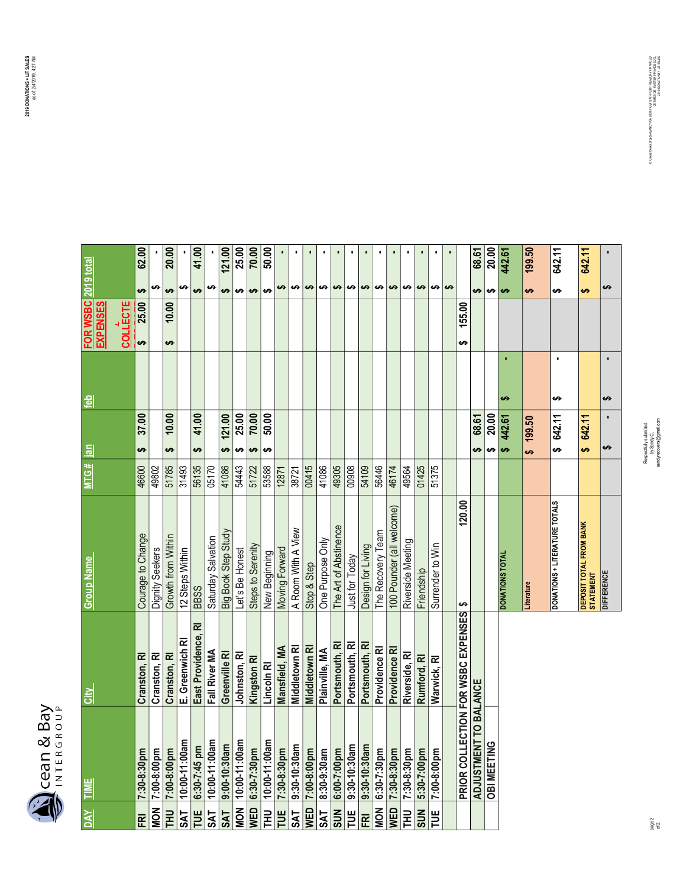Ocean & Bay INTERGROUP

| DAY | TIME | City | Group Name | MTG # | jan | feb | FOR WSBC EXPENSES COLLECTE | 2019 total |
|---|---|---|---|---|---|---|---|---|
| FRI | 7:30-8:30pm | Cranston, RI | Courage to Change | 46600 | $ 37.00 | | $ 25.00 | $ 62.00 |
| MON | 7:00-8:00pm | Cranston, RI | Dignity Seekers | 49802 | | | | $ - |
| THU | 7:00-8:00pm | Cranston, RI | Growth from Within | 51785 | $ 10.00 | | $ 10.00 | $ 20.00 |
| SAT | 10:00-11:00am | E. Greenwich RI | 12 Steps Within | 31493 | | | | $ - |
| TUE | 6:30-7:45 pm | East Providence, RI | BBSS | 56135 | $ 41.00 | | | $ 41.00 |
| SAT | 10:00-11:00am | Fall River MA | Saturday Salvation | 05170 | | | | $ - |
| SAT | 9:00-10:30am | Greenville RI | Big Book Step Study | 41086 | $ 121.00 | | | $ 121.00 |
| MON | 10:00-11:00am | Johnston, RI | Let's Be Honest | 54443 | $ 25.00 | | | $ 25.00 |
| WED | 6:30-7:30pm | Kingston RI | Steps to Serenity | 51722 | $ 70.00 | | | $ 70.00 |
| THU | 10:00-11:00am | Lincoln RI | New Beginning | 53588 | $ 50.00 | | | $ 50.00 |
| TUE | 7:30-8:30pm | Mansfield, MA | Moving Forward | 12871 | | | | $ - |
| SAT | 9:30-10:30am | Middletown RI | A Room With A View | 38721 | | | | $ - |
| WED | 7:00-8:00pm | Middletown RI | Stop & Step | 00415 | | | | $ - |
| SAT | 8:30-9:30am | Plainville, MA | One Purpose Only | 41086 | | | | $ - |
| SUN | 6:00-7:00pm | Portsmouth, RI | The Art of Abstinence | 49305 | | | | $ - |
| TUE | 9:30-10:30am | Portsmouth, RI | Just for Today | 00908 | | | | $ - |
| FRI | 9:30-10:30am | Portsmouth, RI | Design for Living | 54109 | | | | $ - |
| MON | 6:30-7:30pm | Providence RI | The Recovery Team | 56446 | | | | $ - |
| WED | 7:30-8:30pm | Providence RI | 100 Pounder (all welcome) | 46174 | | | | $ - |
| THU | 7:30-8:30pm | Riverside, RI | Riverside Meeting | 49564 | | | | $ - |
| SUN | 5:30-7:00pm | Rumford, RI | Friendship | 01425 | | | | $ - |
| TUE | 7:00-8:00pm | Warwick, RI | Surrender to Win | 51375 | | | | $ - |
| | | | | | | | | $ - |
| | PRIOR COLLECTION FOR WSBC EXPENSES | | $ 120.00 | | | | $ 155.00 | |
| | ADJUSTMENT TO BALANCE | | | | $ 68.61 | | | $ 68.61 |
| | OBI MEETING | | | | $ 20.00 | | | $ 20.00 |
| | | | DONATIONS TOTAL | | $ 442.61 | $ - | | $ 442.61 |
| | | | Literature | | $ 199.50 | | | $ 199.50 |
| | | | DONATIONS + LITERATURE TOTALS | | $ 642.11 | $ - | | $ 642.11 |
| | | | DEPOSIT TOTAL FROM BANK STATEMENT | | $ 642.11 | $ - | | $ 642.11 |
| | | | DIFFERENCE | | $ - | $ - | | $ - |

Respectfully submitted
by Sandy C.
sandyrecovers@gmail.com